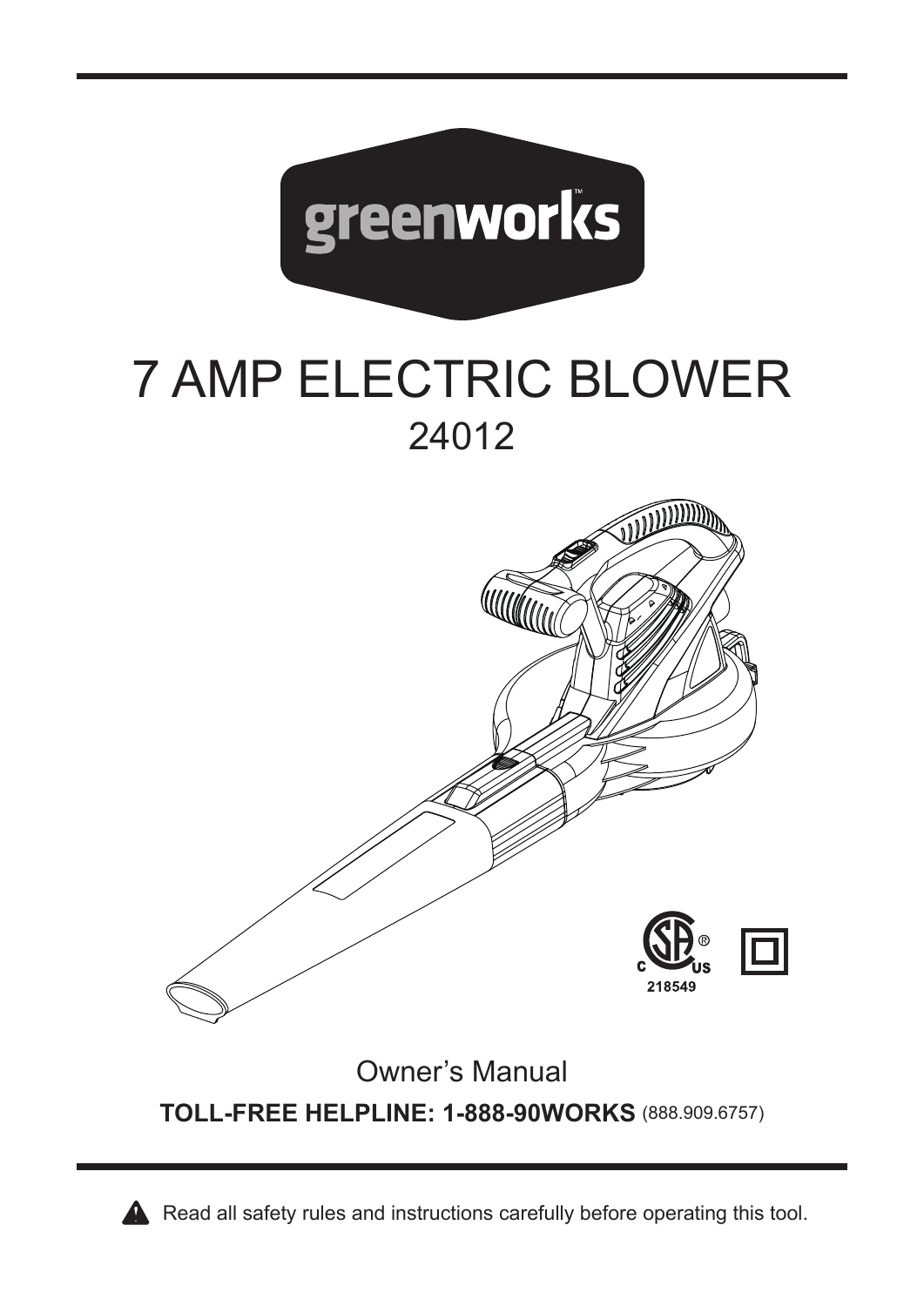greenworks™

# 7 AMP ELECTRIC BLOWER

## 24012

218549

Owner's Manual

**TOLL-FREE HELPLINE: 1-888-90WORKS** (888.909.6757)

Read all safety rules and instructions carefully before operating this tool.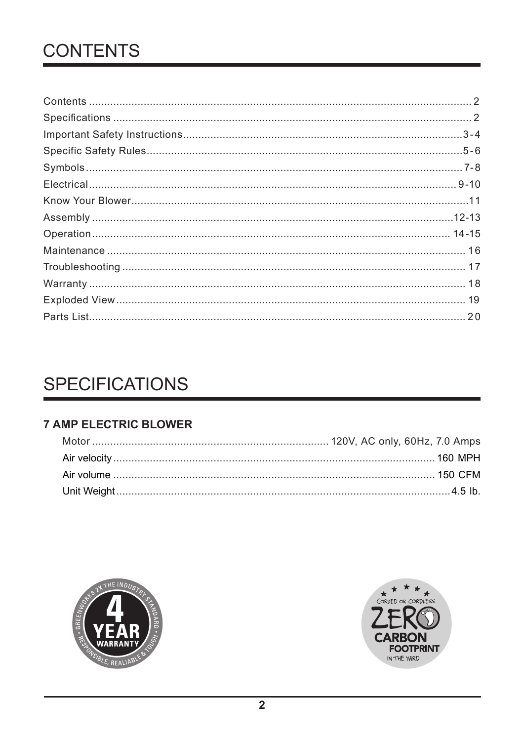# CONTENTS

| Section | Page |
|---|---|
| Contents | 2 |
| Specifications | 2 |
| Important Safety Instructions | 3-4 |
| Specific Safety Rules | 5-6 |
| Symbols | 7-8 |
| Electrical | 9-10 |
| Know Your Blower | 11 |
| Assembly | 12-13 |
| Operation | 14-15 |
| Maintenance | 16 |
| Troubleshooting | 17 |
| Warranty | 18 |
| Exploded View | 19 |
| Parts List | 20 |

# SPECIFICATIONS

### 7 AMP ELECTRIC BLOWER

| Specification | Value |
|---|---|
| Motor | 120V, AC only, 60Hz, 7.0 Amps |
| Air velocity | 160 MPH |
| Air volume | 150 CFM |
| Unit Weight | 4.5 lb. |

GREENWORKS 2X THE INDUSTRY STANDARD • RESPONSIBLE, REALIABLE & TOUGH • 4 YEAR WARRANTY

CORDED OR CORDLESS ZERO CARBON FOOTPRINT IN THE YARD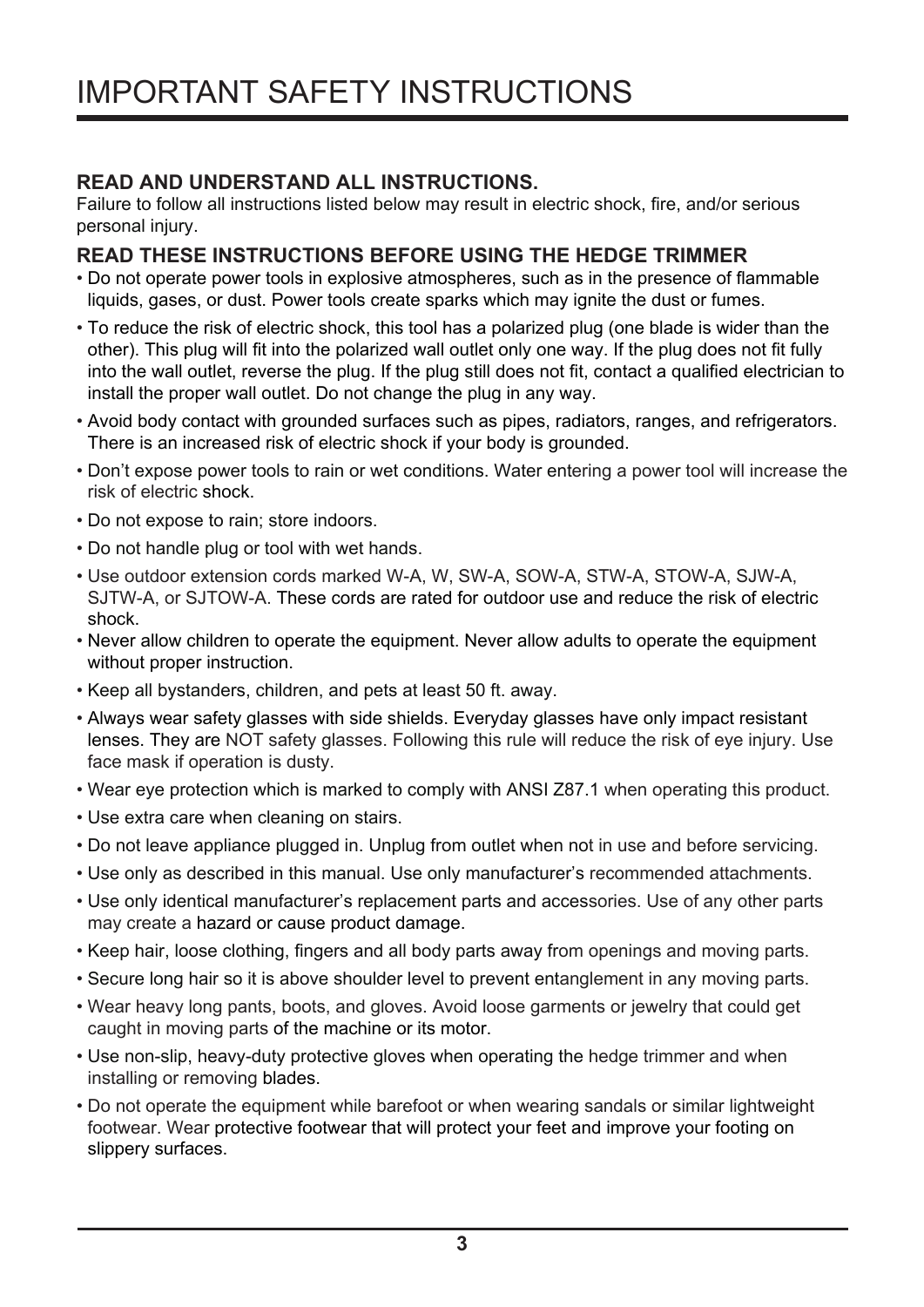# IMPORTANT SAFETY INSTRUCTIONS

**READ AND UNDERSTAND ALL INSTRUCTIONS.**

Failure to follow all instructions listed below may result in electric shock, fire, and/or serious personal injury.

**READ THESE INSTRUCTIONS BEFORE USING THE HEDGE TRIMMER**

- Do not operate power tools in explosive atmospheres, such as in the presence of flammable liquids, gases, or dust. Power tools create sparks which may ignite the dust or fumes.
- To reduce the risk of electric shock, this tool has a polarized plug (one blade is wider than the other). This plug will fit into the polarized wall outlet only one way. If the plug does not fit fully into the wall outlet, reverse the plug. If the plug still does not fit, contact a qualified electrician to install the proper wall outlet. Do not change the plug in any way.
- Avoid body contact with grounded surfaces such as pipes, radiators, ranges, and refrigerators. There is an increased risk of electric shock if your body is grounded.
- Don't expose power tools to rain or wet conditions. Water entering a power tool will increase the risk of electric shock.
- Do not expose to rain; store indoors.
- Do not handle plug or tool with wet hands.
- Use outdoor extension cords marked W-A, W, SW-A, SOW-A, STW-A, STOW-A, SJW-A, SJTW-A, or SJTOW-A. These cords are rated for outdoor use and reduce the risk of electric shock.
- Never allow children to operate the equipment. Never allow adults to operate the equipment without proper instruction.
- Keep all bystanders, children, and pets at least 50 ft. away.
- Always wear safety glasses with side shields. Everyday glasses have only impact resistant lenses. They are NOT safety glasses. Following this rule will reduce the risk of eye injury. Use face mask if operation is dusty.
- Wear eye protection which is marked to comply with ANSI Z87.1 when operating this product.
- Use extra care when cleaning on stairs.
- Do not leave appliance plugged in. Unplug from outlet when not in use and before servicing.
- Use only as described in this manual. Use only manufacturer's recommended attachments.
- Use only identical manufacturer's replacement parts and accessories. Use of any other parts may create a hazard or cause product damage.
- Keep hair, loose clothing, fingers and all body parts away from openings and moving parts.
- Secure long hair so it is above shoulder level to prevent entanglement in any moving parts.
- Wear heavy long pants, boots, and gloves. Avoid loose garments or jewelry that could get caught in moving parts of the machine or its motor.
- Use non-slip, heavy-duty protective gloves when operating the hedge trimmer and when installing or removing blades.
- Do not operate the equipment while barefoot or when wearing sandals or similar lightweight footwear. Wear protective footwear that will protect your feet and improve your footing on slippery surfaces.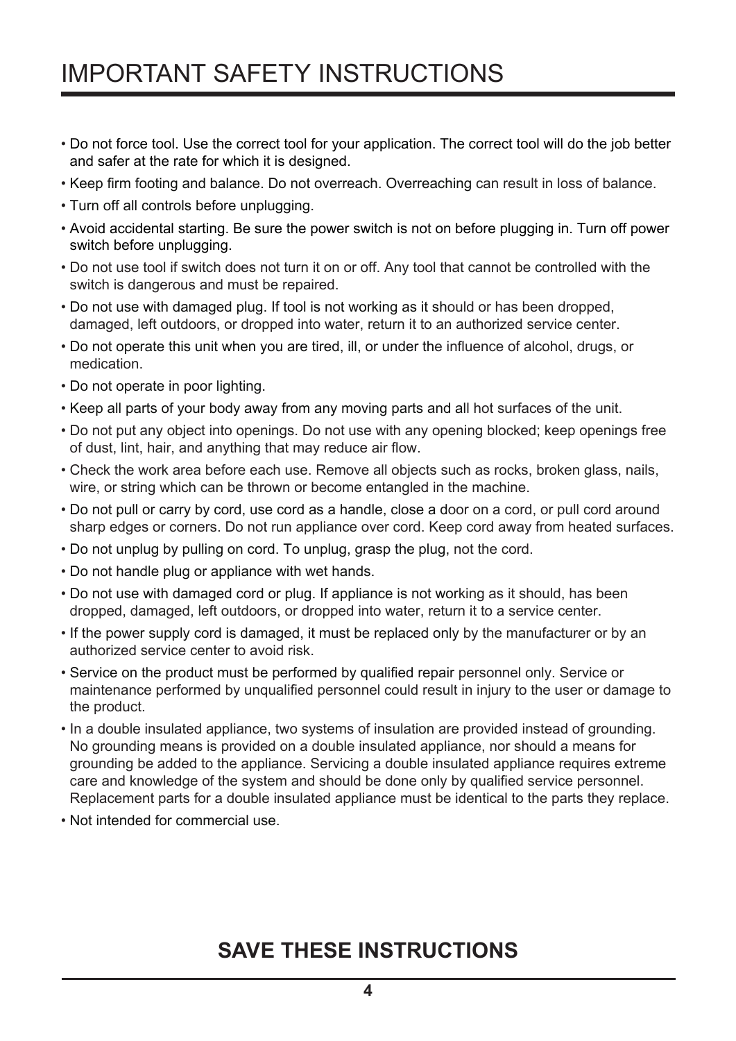# IMPORTANT SAFETY INSTRUCTIONS

- Do not force tool. Use the correct tool for your application. The correct tool will do the job better and safer at the rate for which it is designed.
- Keep firm footing and balance. Do not overreach. Overreaching can result in loss of balance.
- Turn off all controls before unplugging.
- Avoid accidental starting. Be sure the power switch is not on before plugging in. Turn off power switch before unplugging.
- Do not use tool if switch does not turn it on or off. Any tool that cannot be controlled with the switch is dangerous and must be repaired.
- Do not use with damaged plug. If tool is not working as it should or has been dropped, damaged, left outdoors, or dropped into water, return it to an authorized service center.
- Do not operate this unit when you are tired, ill, or under the influence of alcohol, drugs, or medication.
- Do not operate in poor lighting.
- Keep all parts of your body away from any moving parts and all hot surfaces of the unit.
- Do not put any object into openings. Do not use with any opening blocked; keep openings free of dust, lint, hair, and anything that may reduce air flow.
- Check the work area before each use. Remove all objects such as rocks, broken glass, nails, wire, or string which can be thrown or become entangled in the machine.
- Do not pull or carry by cord, use cord as a handle, close a door on a cord, or pull cord around sharp edges or corners. Do not run appliance over cord. Keep cord away from heated surfaces.
- Do not unplug by pulling on cord. To unplug, grasp the plug, not the cord.
- Do not handle plug or appliance with wet hands.
- Do not use with damaged cord or plug. If appliance is not working as it should, has been dropped, damaged, left outdoors, or dropped into water, return it to a service center.
- If the power supply cord is damaged, it must be replaced only by the manufacturer or by an authorized service center to avoid risk.
- Service on the product must be performed by qualified repair personnel only. Service or maintenance performed by unqualified personnel could result in injury to the user or damage to the product.
- In a double insulated appliance, two systems of insulation are provided instead of grounding. No grounding means is provided on a double insulated appliance, nor should a means for grounding be added to the appliance. Servicing a double insulated appliance requires extreme care and knowledge of the system and should be done only by qualified service personnel. Replacement parts for a double insulated appliance must be identical to the parts they replace.
- Not intended for commercial use.

## SAVE THESE INSTRUCTIONS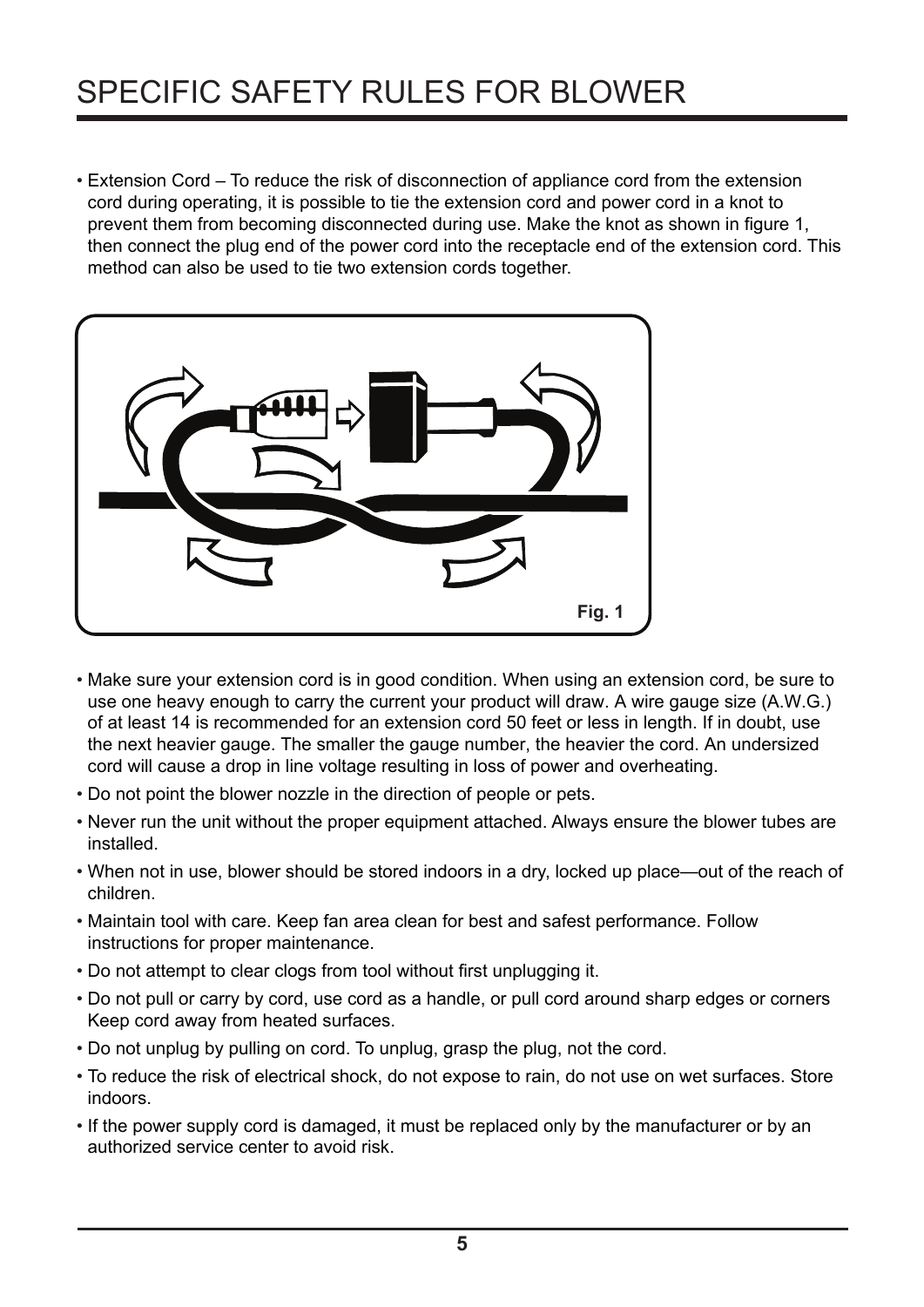# SPECIFIC SAFETY RULES FOR BLOWER

- Extension Cord – To reduce the risk of disconnection of appliance cord from the extension cord during operating, it is possible to tie the extension cord and power cord in a knot to prevent them from becoming disconnected during use. Make the knot as shown in figure 1, then connect the plug end of the power cord into the receptacle end of the extension cord. This method can also be used to tie two extension cords together.

Fig. 1

- Make sure your extension cord is in good condition. When using an extension cord, be sure to use one heavy enough to carry the current your product will draw. A wire gauge size (A.W.G.) of at least 14 is recommended for an extension cord 50 feet or less in length. If in doubt, use the next heavier gauge. The smaller the gauge number, the heavier the cord. An undersized cord will cause a drop in line voltage resulting in loss of power and overheating.
- Do not point the blower nozzle in the direction of people or pets.
- Never run the unit without the proper equipment attached. Always ensure the blower tubes are installed.
- When not in use, blower should be stored indoors in a dry, locked up place—out of the reach of children.
- Maintain tool with care. Keep fan area clean for best and safest performance. Follow instructions for proper maintenance.
- Do not attempt to clear clogs from tool without first unplugging it.
- Do not pull or carry by cord, use cord as a handle, or pull cord around sharp edges or corners Keep cord away from heated surfaces.
- Do not unplug by pulling on cord. To unplug, grasp the plug, not the cord.
- To reduce the risk of electrical shock, do not expose to rain, do not use on wet surfaces. Store indoors.
- If the power supply cord is damaged, it must be replaced only by the manufacturer or by an authorized service center to avoid risk.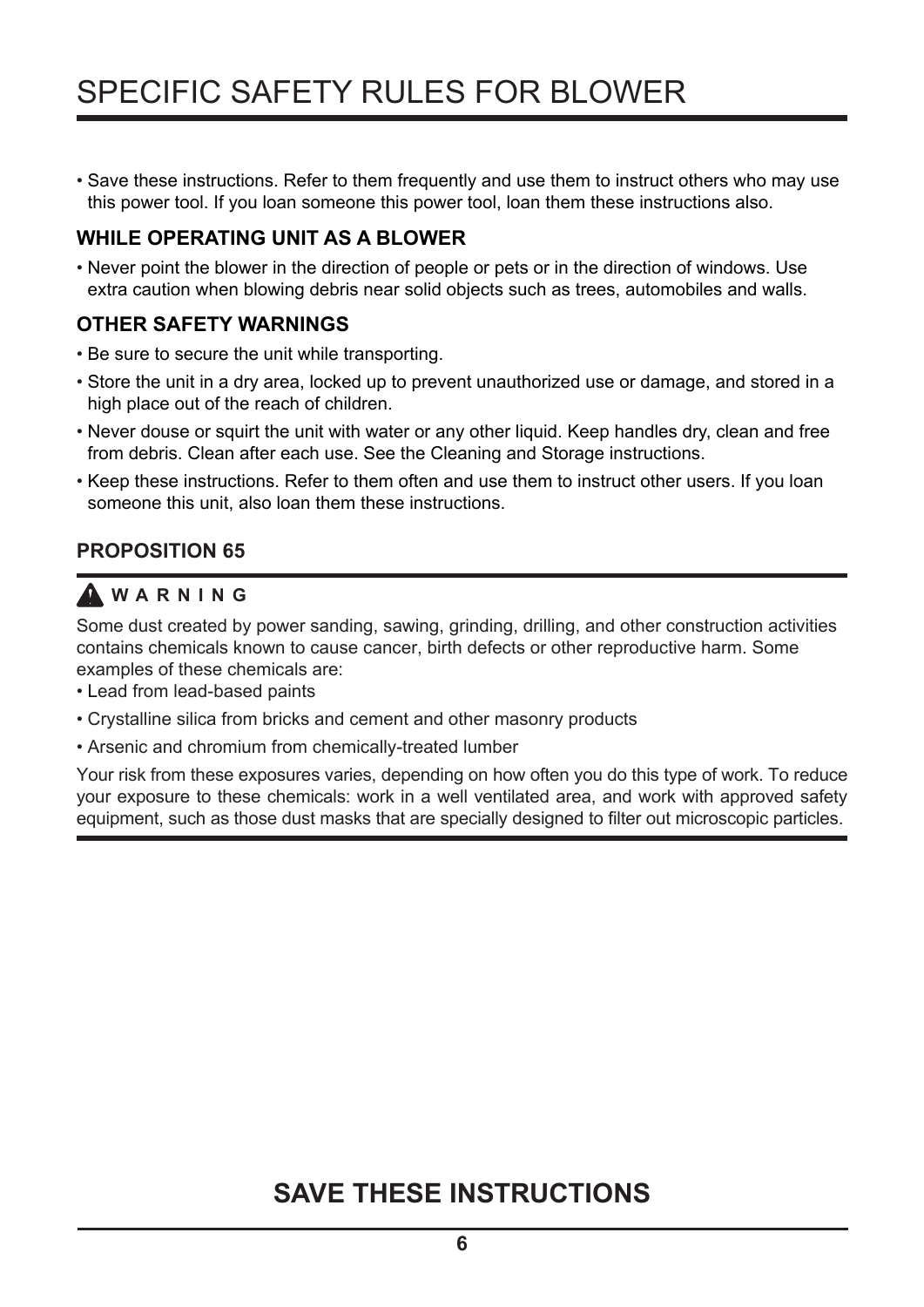# SPECIFIC SAFETY RULES FOR BLOWER

- Save these instructions. Refer to them frequently and use them to instruct others who may use this power tool. If you loan someone this power tool, loan them these instructions also.

### WHILE OPERATING UNIT AS A BLOWER

- Never point the blower in the direction of people or pets or in the direction of windows. Use extra caution when blowing debris near solid objects such as trees, automobiles and walls.

### OTHER SAFETY WARNINGS

- Be sure to secure the unit while transporting.
- Store the unit in a dry area, locked up to prevent unauthorized use or damage, and stored in a high place out of the reach of children.
- Never douse or squirt the unit with water or any other liquid. Keep handles dry, clean and free from debris. Clean after each use. See the Cleaning and Storage instructions.
- Keep these instructions. Refer to them often and use them to instruct other users. If you loan someone this unit, also loan them these instructions.

### PROPOSITION 65

**WARNING**

Some dust created by power sanding, sawing, grinding, drilling, and other construction activities contains chemicals known to cause cancer, birth defects or other reproductive harm. Some examples of these chemicals are:

- Lead from lead-based paints
- Crystalline silica from bricks and cement and other masonry products
- Arsenic and chromium from chemically-treated lumber

Your risk from these exposures varies, depending on how often you do this type of work. To reduce your exposure to these chemicals: work in a well ventilated area, and work with approved safety equipment, such as those dust masks that are specially designed to filter out microscopic particles.

## SAVE THESE INSTRUCTIONS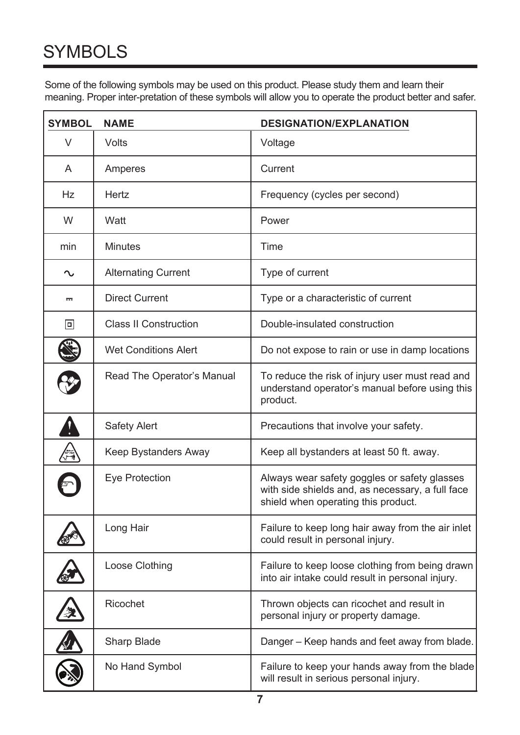#  SYMBOLS

Some of the following symbols may be used on this product. Please study them and learn their meaning. Proper inter-pretation of these symbols will allow you to operate the product better and safer.

| SYMBOL | NAME | DESIGNATION/EXPLANATION |
|---|---|---|
| V | Volts | Voltage |
| A | Amperes | Current |
| Hz | Hertz | Frequency (cycles per second) |
| W | Watt | Power |
| min | Minutes | Time |
| ∿ | Alternating Current | Type of current |
| ⎓ | Direct Current | Type or a characteristic of current |
| ⧈ | Class II Construction | Double-insulated construction |
| | Wet Conditions Alert | Do not expose to rain or use in damp locations |
| | Read The Operator's Manual | To reduce the risk of injury user must read and understand operator's manual before using this product. |
| | Safety Alert | Precautions that involve your safety. |
| | Keep Bystanders Away | Keep all bystanders at least 50 ft. away. |
| | Eye Protection | Always wear safety goggles or safety glasses with side shields and, as necessary, a full face shield when operating this product. |
| | Long Hair | Failure to keep long hair away from the air inlet could result in personal injury. |
| | Loose Clothing | Failure to keep loose clothing from being drawn into air intake could result in personal injury. |
| | Ricochet | Thrown objects can ricochet and result in personal injury or property damage. |
| | Sharp Blade | Danger – Keep hands and feet away from blade. |
| | No Hand Symbol | Failure to keep your hands away from the blade will result in serious personal injury. |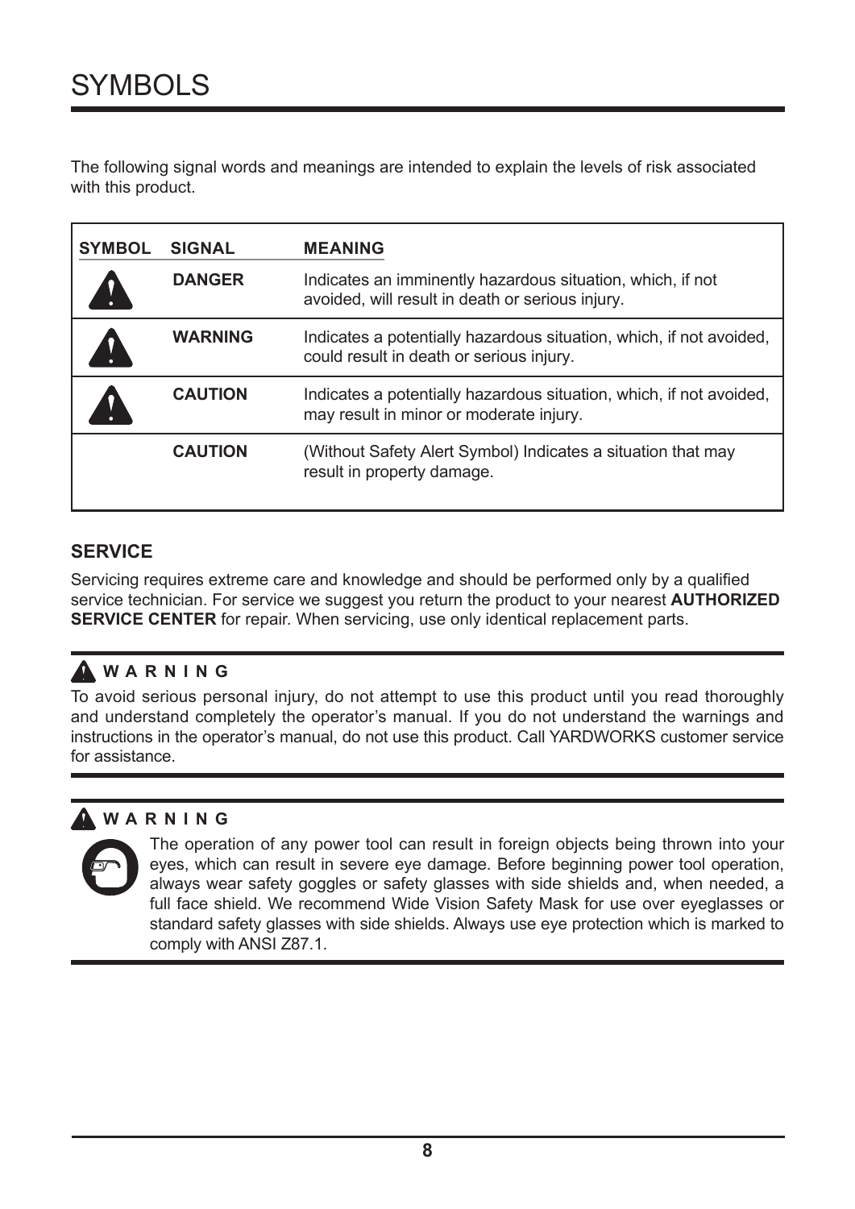# SYMBOLS

The following signal words and meanings are intended to explain the levels of risk associated with this product.

| SYMBOL | SIGNAL | MEANING |
|---|---|---|
| ⚠ | **DANGER** | Indicates an imminently hazardous situation, which, if not avoided, will result in death or serious injury. |
| ⚠ | **WARNING** | Indicates a potentially hazardous situation, which, if not avoided, could result in death or serious injury. |
| ⚠ | **CAUTION** | Indicates a potentially hazardous situation, which, if not avoided, may result in minor or moderate injury. |
| | **CAUTION** | (Without Safety Alert Symbol) Indicates a situation that may result in property damage. |

## SERVICE

Servicing requires extreme care and knowledge and should be performed only by a qualified service technician. For service we suggest you return the product to your nearest **AUTHORIZED SERVICE CENTER** for repair. When servicing, use only identical replacement parts.

**⚠ WARNING**

To avoid serious personal injury, do not attempt to use this product until you read thoroughly and understand completely the operator's manual. If you do not understand the warnings and instructions in the operator's manual, do not use this product. Call YARDWORKS customer service for assistance.

**⚠ WARNING**

The operation of any power tool can result in foreign objects being thrown into your eyes, which can result in severe eye damage. Before beginning power tool operation, always wear safety goggles or safety glasses with side shields and, when needed, a full face shield. We recommend Wide Vision Safety Mask for use over eyeglasses or standard safety glasses with side shields. Always use eye protection which is marked to comply with ANSI Z87.1.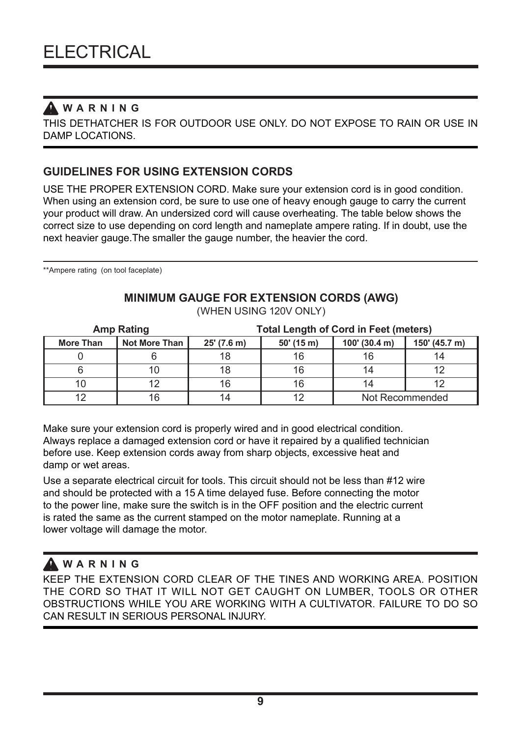# ELECTRICAL

**⚠ WARNING**

THIS DETHATCHER IS FOR OUTDOOR USE ONLY. DO NOT EXPOSE TO RAIN OR USE IN DAMP LOCATIONS.

### GUIDELINES FOR USING EXTENSION CORDS

USE THE PROPER EXTENSION CORD. Make sure your extension cord is in good condition. When using an extension cord, be sure to use one of heavy enough gauge to carry the current your product will draw. An undersized cord will cause overheating. The table below shows the correct size to use depending on cord length and nameplate ampere rating. If in doubt, use the next heavier gauge.The smaller the gauge number, the heavier the cord.

**Ampere rating (on tool faceplate)

**MINIMUM GAUGE FOR EXTENSION CORDS (AWG)**
(WHEN USING 120V ONLY)

| Amp Rating | | Total Length of Cord in Feet (meters) | | | |
|---|---|---|---|---|---|
| More Than | Not More Than | 25' (7.6 m) | 50' (15 m) | 100' (30.4 m) | 150' (45.7 m) |
| 0 | 6 | 18 | 16 | 16 | 14 |
| 6 | 10 | 18 | 16 | 14 | 12 |
| 10 | 12 | 16 | 16 | 14 | 12 |
| 12 | 16 | 14 | 12 | Not Recommended | |

Make sure your extension cord is properly wired and in good electrical condition. Always replace a damaged extension cord or have it repaired by a qualified technician before use. Keep extension cords away from sharp objects, excessive heat and damp or wet areas.

Use a separate electrical circuit for tools. This circuit should not be less than #12 wire and should be protected with a 15 A time delayed fuse. Before connecting the motor to the power line, make sure the switch is in the OFF position and the electric current is rated the same as the current stamped on the motor nameplate. Running at a lower voltage will damage the motor.

**⚠ WARNING**

KEEP THE EXTENSION CORD CLEAR OF THE TINES AND WORKING AREA. POSITION THE CORD SO THAT IT WILL NOT GET CAUGHT ON LUMBER, TOOLS OR OTHER OBSTRUCTIONS WHILE YOU ARE WORKING WITH A CULTIVATOR. FAILURE TO DO SO CAN RESULT IN SERIOUS PERSONAL INJURY.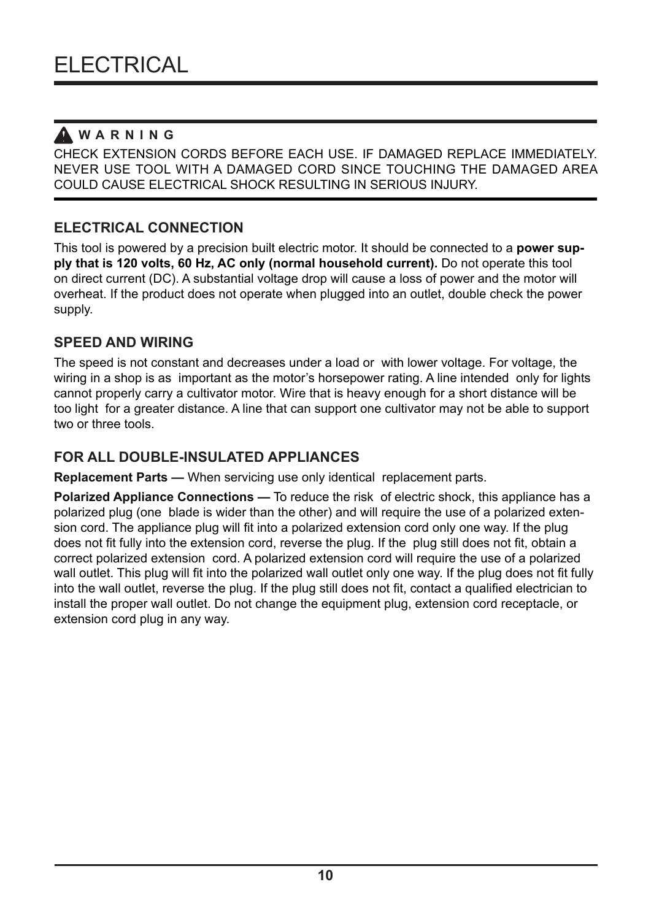# ELECTRICAL

**⚠ WARNING**

CHECK EXTENSION CORDS BEFORE EACH USE. IF DAMAGED REPLACE IMMEDIATELY. NEVER USE TOOL WITH A DAMAGED CORD SINCE TOUCHING THE DAMAGED AREA COULD CAUSE ELECTRICAL SHOCK RESULTING IN SERIOUS INJURY.

## ELECTRICAL CONNECTION

This tool is powered by a precision built electric motor. It should be connected to a **power supply that is 120 volts, 60 Hz, AC only (normal household current).** Do not operate this tool on direct current (DC). A substantial voltage drop will cause a loss of power and the motor will overheat. If the product does not operate when plugged into an outlet, double check the power supply.

## SPEED AND WIRING

The speed is not constant and decreases under a load or with lower voltage. For voltage, the wiring in a shop is as important as the motor's horsepower rating. A line intended only for lights cannot properly carry a cultivator motor. Wire that is heavy enough for a short distance will be too light for a greater distance. A line that can support one cultivator may not be able to support two or three tools.

## FOR ALL DOUBLE-INSULATED APPLIANCES

**Replacement Parts —** When servicing use only identical replacement parts.

**Polarized Appliance Connections —** To reduce the risk of electric shock, this appliance has a polarized plug (one blade is wider than the other) and will require the use of a polarized extension cord. The appliance plug will fit into a polarized extension cord only one way. If the plug does not fit fully into the extension cord, reverse the plug. If the plug still does not fit, obtain a correct polarized extension cord. A polarized extension cord will require the use of a polarized wall outlet. This plug will fit into the polarized wall outlet only one way. If the plug does not fit fully into the wall outlet, reverse the plug. If the plug still does not fit, contact a qualified electrician to install the proper wall outlet. Do not change the equipment plug, extension cord receptacle, or extension cord plug in any way.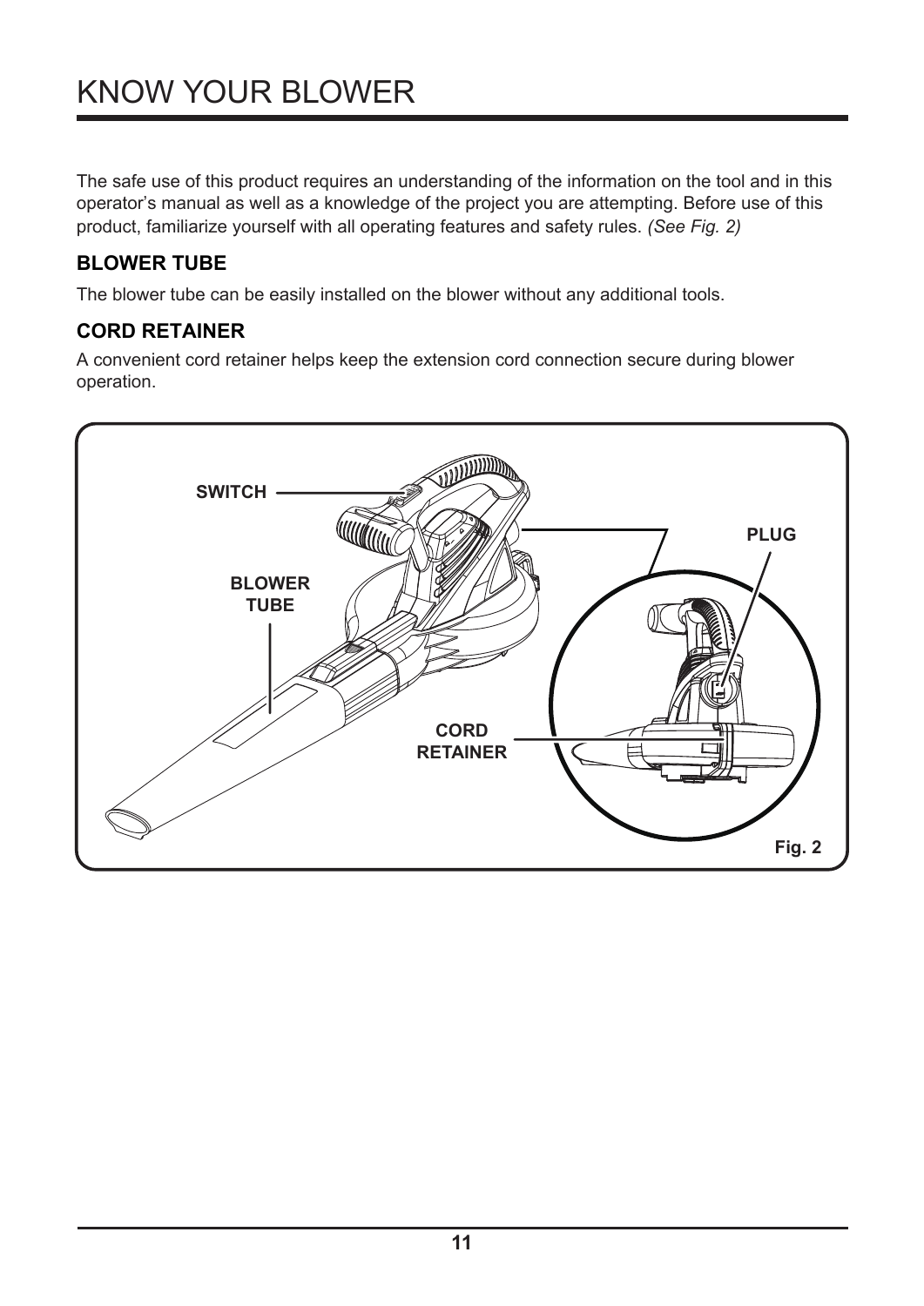# KNOW YOUR BLOWER

The safe use of this product requires an understanding of the information on the tool and in this operator's manual as well as a knowledge of the project you are attempting. Before use of this product, familiarize yourself with all operating features and safety rules. *(See Fig. 2)*

### BLOWER TUBE

The blower tube can be easily installed on the blower without any additional tools.

### CORD RETAINER

A convenient cord retainer helps keep the extension cord connection secure during blower operation.

SWITCH

BLOWER TUBE

PLUG

CORD RETAINER

Fig. 2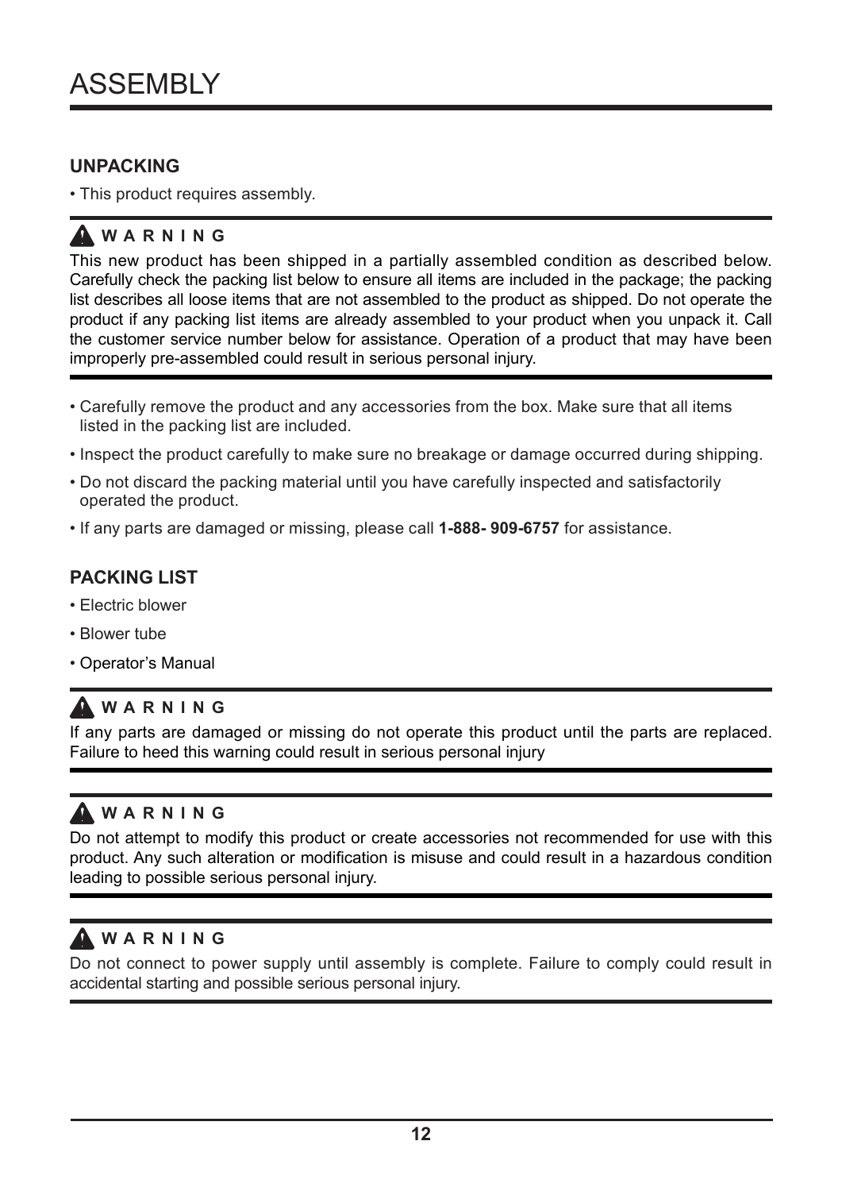# ASSEMBLY

## UNPACKING

- This product requires assembly.

**WARNING**

This new product has been shipped in a partially assembled condition as described below. Carefully check the packing list below to ensure all items are included in the package; the packing list describes all loose items that are not assembled to the product as shipped. Do not operate the product if any packing list items are already assembled to your product when you unpack it. Call the customer service number below for assistance. Operation of a product that may have been improperly pre-assembled could result in serious personal injury.

- Carefully remove the product and any accessories from the box. Make sure that all items listed in the packing list are included.
- Inspect the product carefully to make sure no breakage or damage occurred during shipping.
- Do not discard the packing material until you have carefully inspected and satisfactorily operated the product.
- If any parts are damaged or missing, please call **1-888- 909-6757** for assistance.

## PACKING LIST

- Electric blower
- Blower tube
- Operator's Manual

**WARNING**

If any parts are damaged or missing do not operate this product until the parts are replaced. Failure to heed this warning could result in serious personal injury

**WARNING**

Do not attempt to modify this product or create accessories not recommended for use with this product. Any such alteration or modification is misuse and could result in a hazardous condition leading to possible serious personal injury.

**WARNING**

Do not connect to power supply until assembly is complete. Failure to comply could result in accidental starting and possible serious personal injury.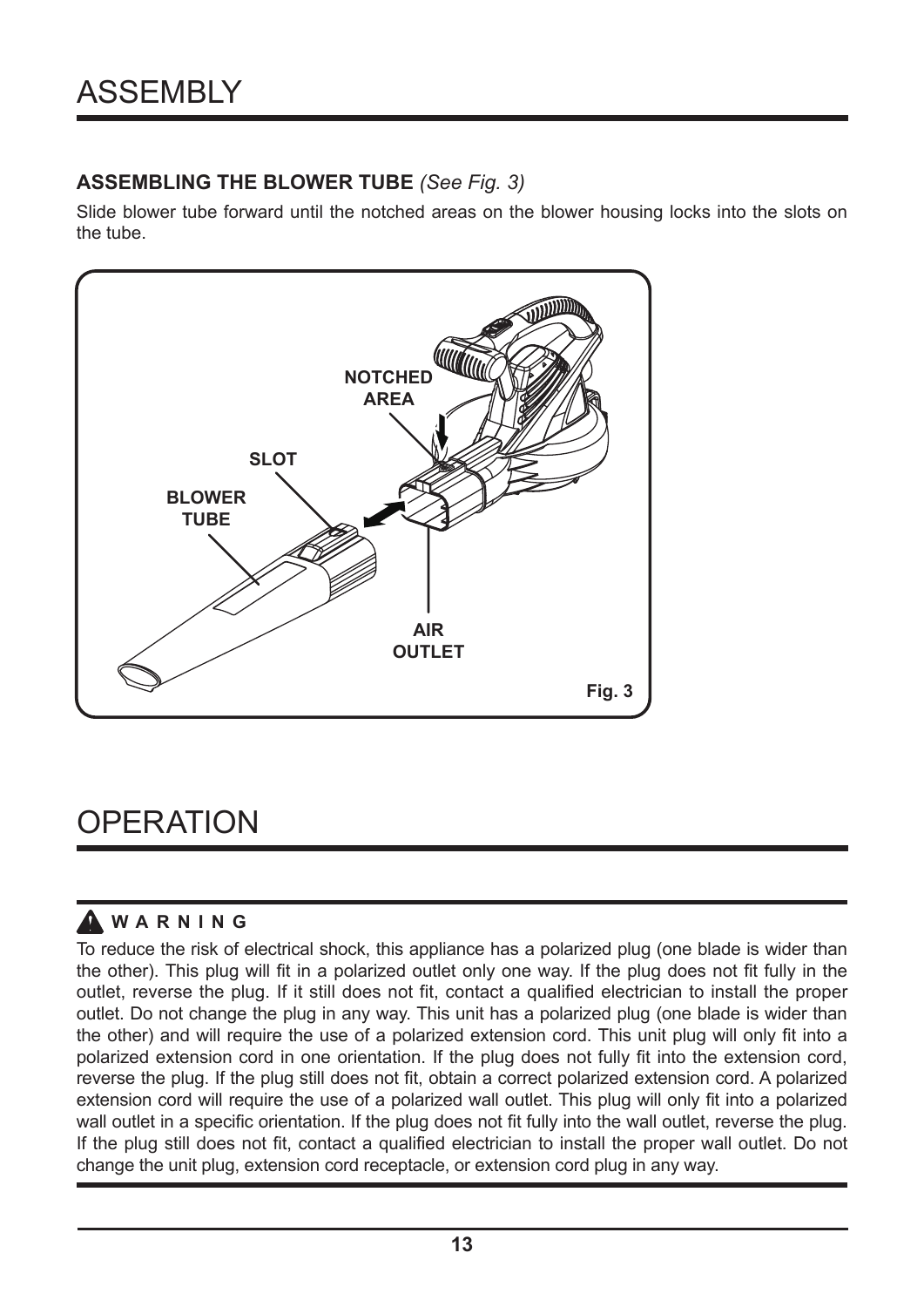# ASSEMBLY

**ASSEMBLING THE BLOWER TUBE** *(See Fig. 3)*

Slide blower tube forward until the notched areas on the blower housing locks into the slots on the tube.

NOTCHED AREA

SLOT

BLOWER TUBE

AIR OUTLET

Fig. 3

# OPERATION

**⚠ WARNING**

To reduce the risk of electrical shock, this appliance has a polarized plug (one blade is wider than the other). This plug will fit in a polarized outlet only one way. If the plug does not fit fully in the outlet, reverse the plug. If it still does not fit, contact a qualified electrician to install the proper outlet. Do not change the plug in any way. This unit has a polarized plug (one blade is wider than the other) and will require the use of a polarized extension cord. This unit plug will only fit into a polarized extension cord in one orientation. If the plug does not fully fit into the extension cord, reverse the plug. If the plug still does not fit, obtain a correct polarized extension cord. A polarized extension cord will require the use of a polarized wall outlet. This plug will only fit into a polarized wall outlet in a specific orientation. If the plug does not fit fully into the wall outlet, reverse the plug. If the plug still does not fit, contact a qualified electrician to install the proper wall outlet. Do not change the unit plug, extension cord receptacle, or extension cord plug in any way.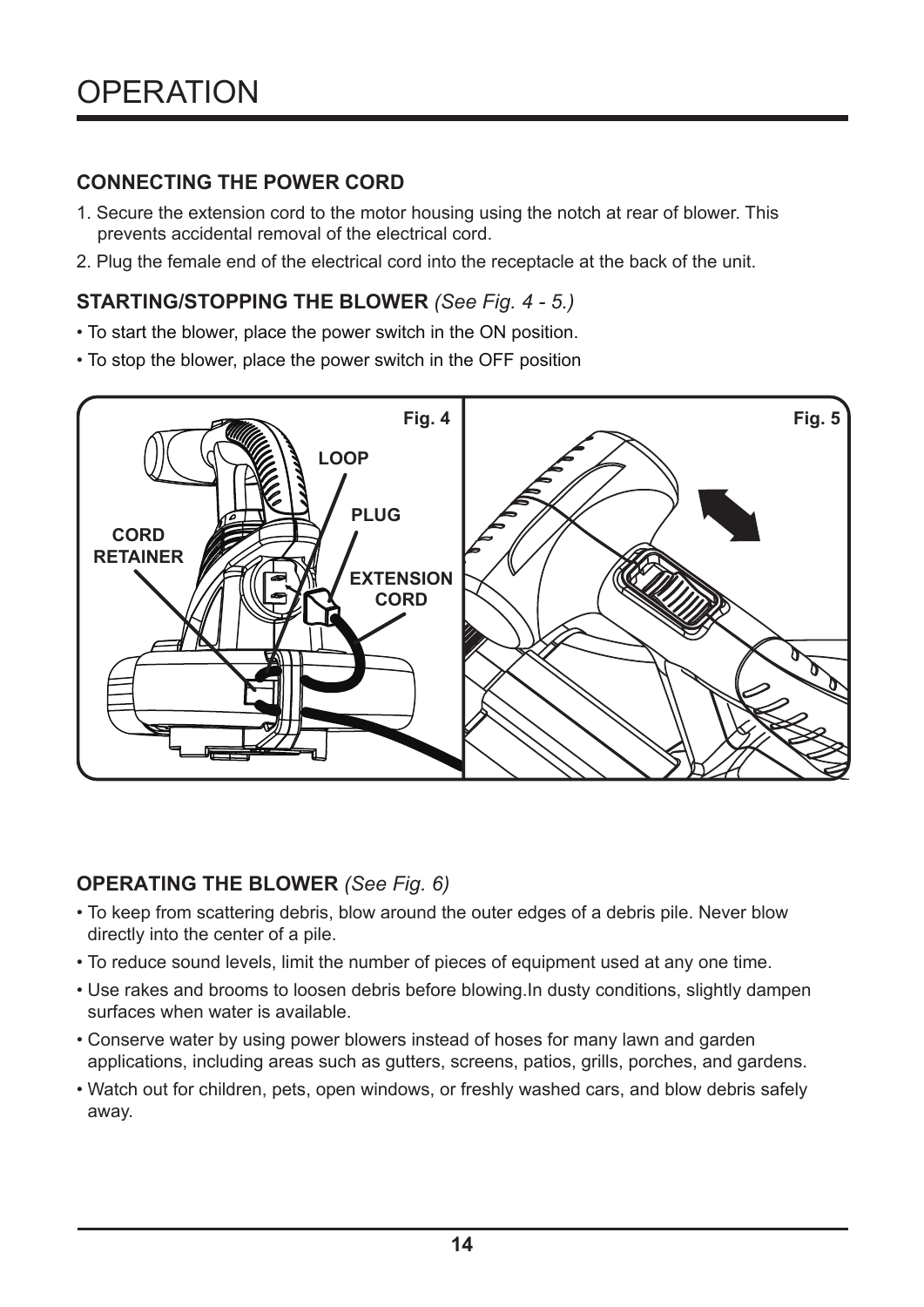# OPERATION

### CONNECTING THE POWER CORD

1. Secure the extension cord to the motor housing using the notch at rear of blower. This prevents accidental removal of the electrical cord.
2. Plug the female end of the electrical cord into the receptacle at the back of the unit.

### STARTING/STOPPING THE BLOWER *(See Fig. 4 - 5.)*

- To start the blower, place the power switch in the ON position.
- To stop the blower, place the power switch in the OFF position

Fig. 4

LOOP

PLUG

CORD RETAINER

EXTENSION CORD

Fig. 5

### OPERATING THE BLOWER *(See Fig. 6)*

- To keep from scattering debris, blow around the outer edges of a debris pile. Never blow directly into the center of a pile.
- To reduce sound levels, limit the number of pieces of equipment used at any one time.
- Use rakes and brooms to loosen debris before blowing.In dusty conditions, slightly dampen surfaces when water is available.
- Conserve water by using power blowers instead of hoses for many lawn and garden applications, including areas such as gutters, screens, patios, grills, porches, and gardens.
- Watch out for children, pets, open windows, or freshly washed cars, and blow debris safely away.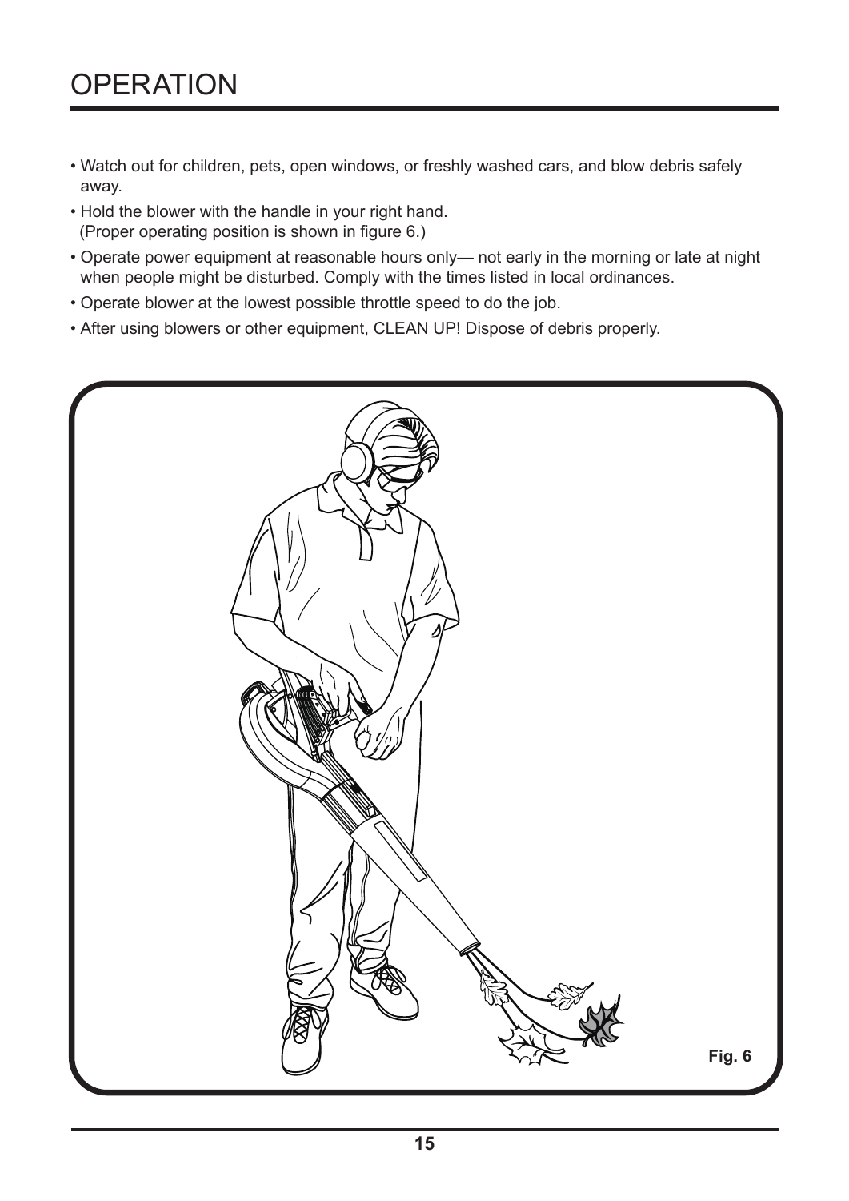# OPERATION

- Watch out for children, pets, open windows, or freshly washed cars, and blow debris safely away.
- Hold the blower with the handle in your right hand. (Proper operating position is shown in figure 6.)
- Operate power equipment at reasonable hours only— not early in the morning or late at night when people might be disturbed. Comply with the times listed in local ordinances.
- Operate blower at the lowest possible throttle speed to do the job.
- After using blowers or other equipment, CLEAN UP! Dispose of debris properly.

Fig. 6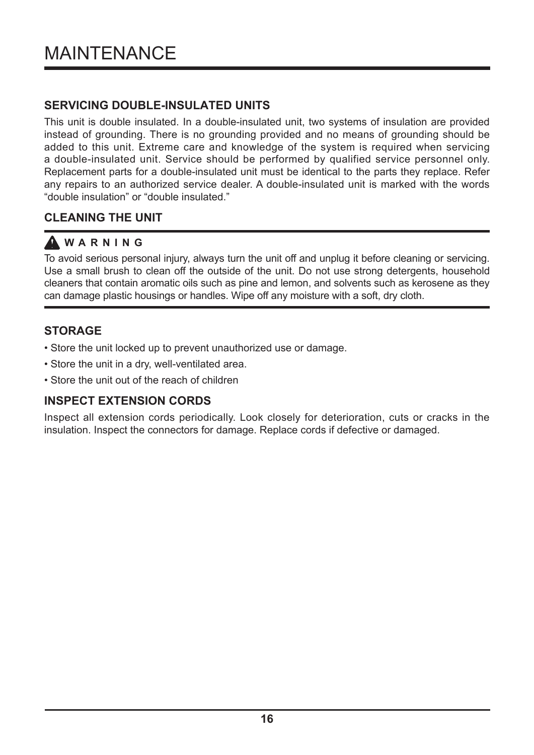# MAINTENANCE

## SERVICING DOUBLE-INSULATED UNITS

This unit is double insulated. In a double-insulated unit, two systems of insulation are provided instead of grounding. There is no grounding provided and no means of grounding should be added to this unit. Extreme care and knowledge of the system is required when servicing a double-insulated unit. Service should be performed by qualified service personnel only. Replacement parts for a double-insulated unit must be identical to the parts they replace. Refer any repairs to an authorized service dealer. A double-insulated unit is marked with the words "double insulation" or "double insulated."

## CLEANING THE UNIT

**WARNING**

To avoid serious personal injury, always turn the unit off and unplug it before cleaning or servicing. Use a small brush to clean off the outside of the unit. Do not use strong detergents, household cleaners that contain aromatic oils such as pine and lemon, and solvents such as kerosene as they can damage plastic housings or handles. Wipe off any moisture with a soft, dry cloth.

## STORAGE

- Store the unit locked up to prevent unauthorized use or damage.
- Store the unit in a dry, well-ventilated area.
- Store the unit out of the reach of children

## INSPECT EXTENSION CORDS

Inspect all extension cords periodically. Look closely for deterioration, cuts or cracks in the insulation. Inspect the connectors for damage. Replace cords if defective or damaged.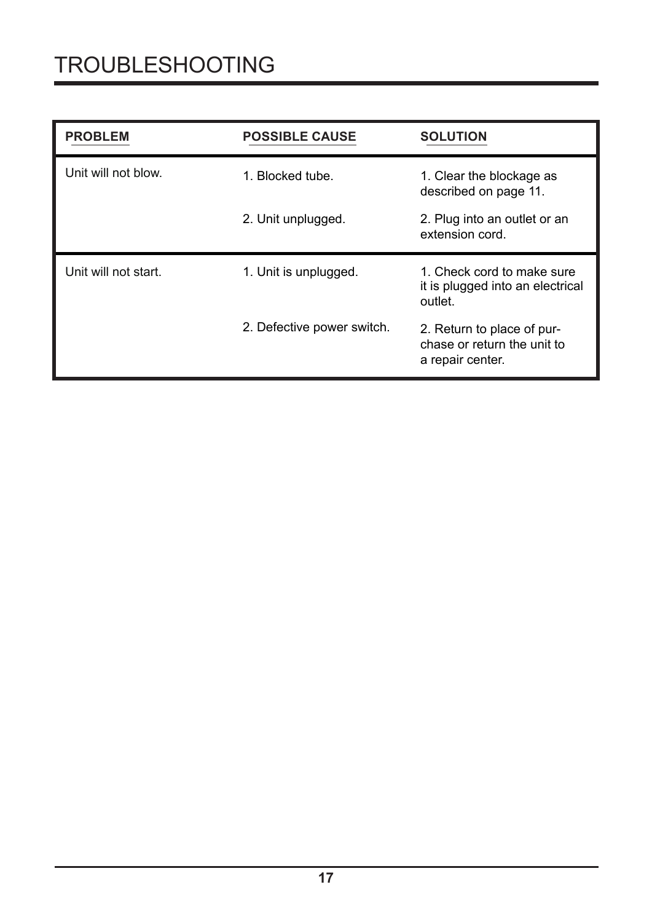# TROUBLESHOOTING

| PROBLEM | POSSIBLE CAUSE | SOLUTION |
|---|---|---|
| Unit will not blow. | 1. Blocked tube. | 1. Clear the blockage as described on page 11. |
| | 2. Unit unplugged. | 2. Plug into an outlet or an extension cord. |
| Unit will not start. | 1. Unit is unplugged. | 1. Check cord to make sure it is plugged into an electrical outlet. |
| | 2. Defective power switch. | 2. Return to place of pur-chase or return the unit to a repair center. |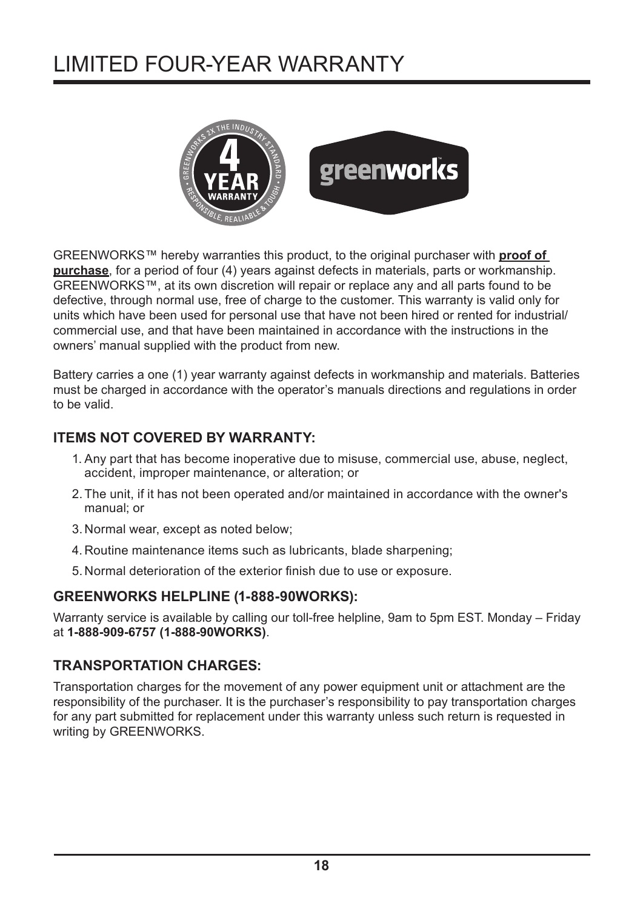# LIMITED FOUR-YEAR WARRANTY

GREENWORKS™ hereby warranties this product, to the original purchaser with **proof of purchase**, for a period of four (4) years against defects in materials, parts or workmanship. GREENWORKS™, at its own discretion will repair or replace any and all parts found to be defective, through normal use, free of charge to the customer. This warranty is valid only for units which have been used for personal use that have not been hired or rented for industrial/ commercial use, and that have been maintained in accordance with the instructions in the owners' manual supplied with the product from new.

Battery carries a one (1) year warranty against defects in workmanship and materials. Batteries must be charged in accordance with the operator's manuals directions and regulations in order to be valid.

## ITEMS NOT COVERED BY WARRANTY:

1. Any part that has become inoperative due to misuse, commercial use, abuse, neglect, accident, improper maintenance, or alteration; or
2. The unit, if it has not been operated and/or maintained in accordance with the owner's manual; or
3. Normal wear, except as noted below;
4. Routine maintenance items such as lubricants, blade sharpening;
5. Normal deterioration of the exterior finish due to use or exposure.

## GREENWORKS HELPLINE (1-888-90WORKS):

Warranty service is available by calling our toll-free helpline, 9am to 5pm EST. Monday – Friday at **1-888-909-6757 (1-888-90WORKS)**.

## TRANSPORTATION CHARGES:

Transportation charges for the movement of any power equipment unit or attachment are the responsibility of the purchaser. It is the purchaser's responsibility to pay transportation charges for any part submitted for replacement under this warranty unless such return is requested in writing by GREENWORKS.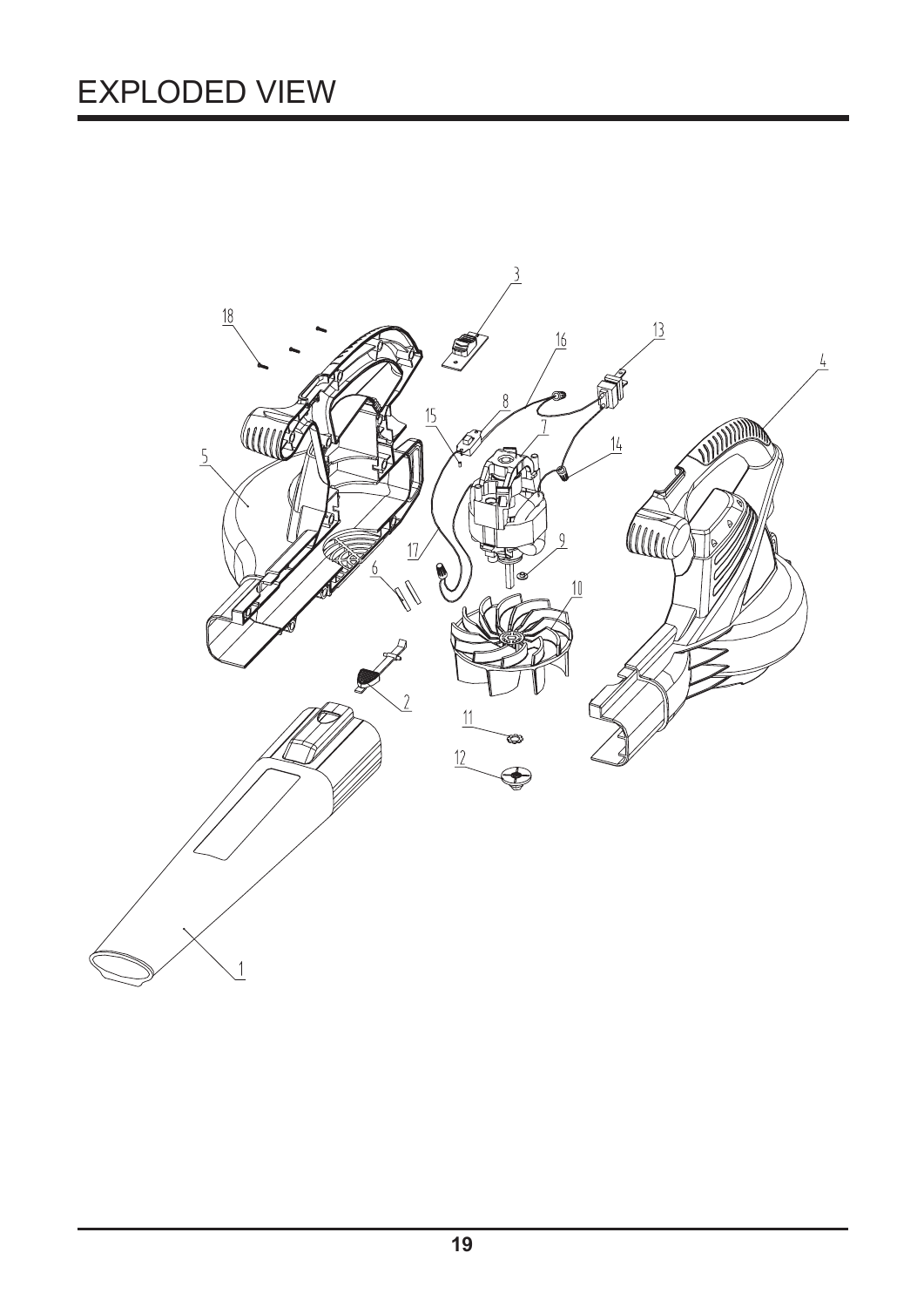# EXPLODED VIEW

18

3

16

13

4

8

15

7

14

5

17

9

6

10

2

11

12

1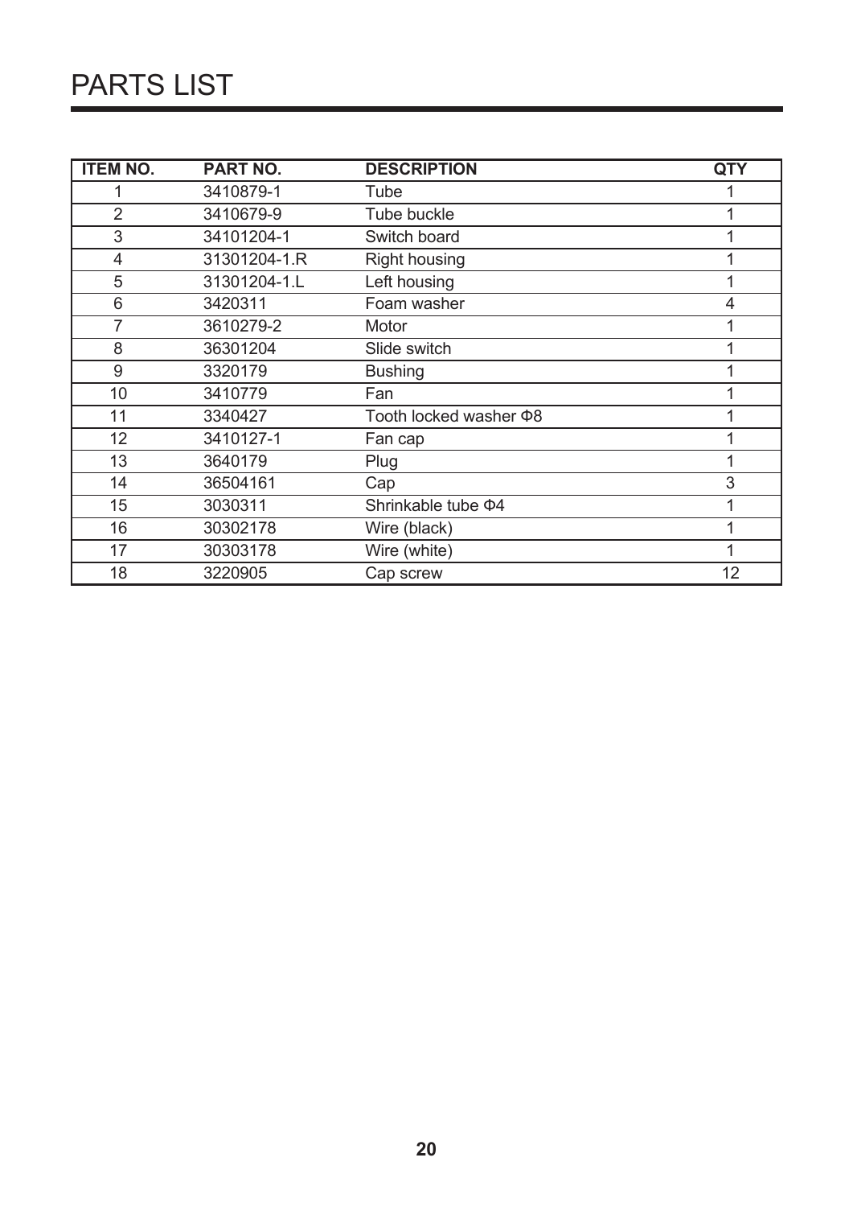# PARTS LIST

| ITEM NO. | PART NO. | DESCRIPTION | QTY |
|---|---|---|---|
| 1 | 3410879-1 | Tube | 1 |
| 2 | 3410679-9 | Tube buckle | 1 |
| 3 | 34101204-1 | Switch board | 1 |
| 4 | 31301204-1.R | Right housing | 1 |
| 5 | 31301204-1.L | Left housing | 1 |
| 6 | 3420311 | Foam washer | 4 |
| 7 | 3610279-2 | Motor | 1 |
| 8 | 36301204 | Slide switch | 1 |
| 9 | 3320179 | Bushing | 1 |
| 10 | 3410779 | Fan | 1 |
| 11 | 3340427 | Tooth locked washer Φ8 | 1 |
| 12 | 3410127-1 | Fan cap | 1 |
| 13 | 3640179 | Plug | 1 |
| 14 | 36504161 | Cap | 3 |
| 15 | 3030311 | Shrinkable tube Φ4 | 1 |
| 16 | 30302178 | Wire (black) | 1 |
| 17 | 30303178 | Wire (white) | 1 |
| 18 | 3220905 | Cap screw | 12 |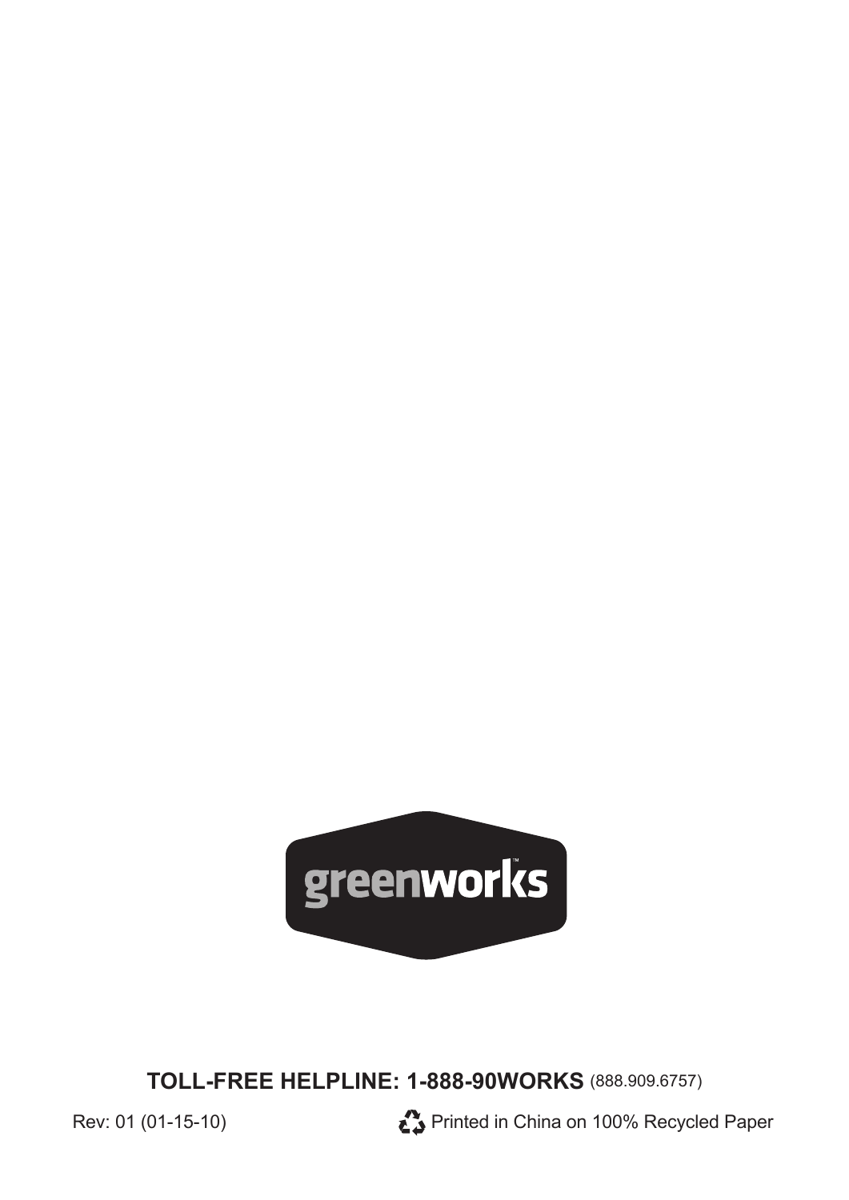greenworks™

**TOLL-FREE HELPLINE: 1-888-90WORKS** (888.909.6757)

Rev: 01 (01-15-10)

Printed in China on 100% Recycled Paper